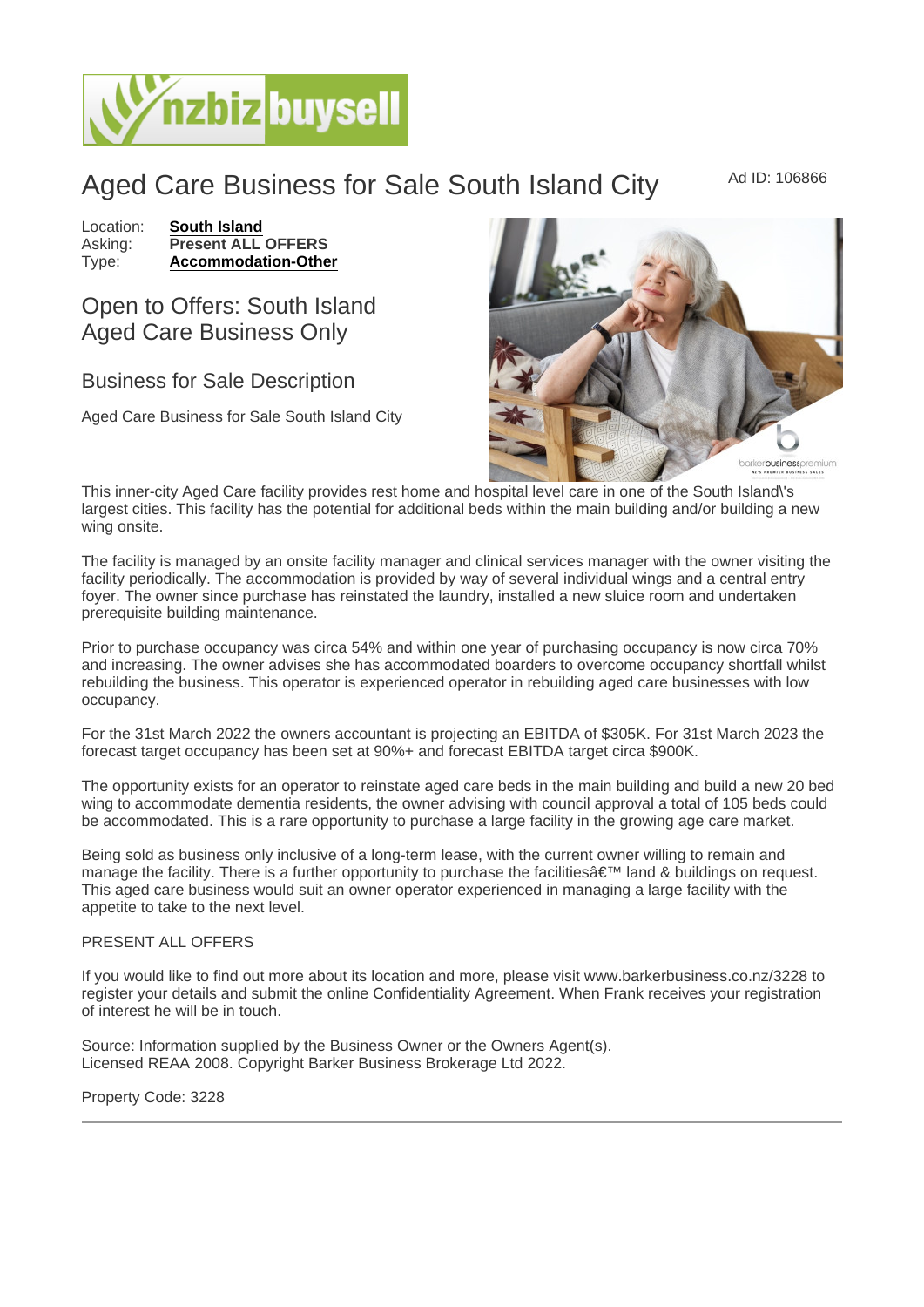# Aged Care Business for Sale South Island City

Ad ID: 106866

Location: **South Island**
Asking: **Present ALL OFFERS**
Type: **Accommodation-Other**

## Open to Offers: South Island Aged Care Business Only

### Business for Sale Description

Aged Care Business for Sale South Island City

This inner-city Aged Care facility provides rest home and hospital level care in one of the South Island\'s largest cities. This facility has the potential for additional beds within the main building and/or building a new wing onsite.

The facility is managed by an onsite facility manager and clinical services manager with the owner visiting the facility periodically. The accommodation is provided by way of several individual wings and a central entry foyer. The owner since purchase has reinstated the laundry, installed a new sluice room and undertaken prerequisite building maintenance.

Prior to purchase occupancy was circa 54% and within one year of purchasing occupancy is now circa 70% and increasing. The owner advises she has accommodated boarders to overcome occupancy shortfall whilst rebuilding the business. This operator is experienced operator in rebuilding aged care businesses with low occupancy.

For the 31st March 2022 the owners accountant is projecting an EBITDA of $305K. For 31st March 2023 the forecast target occupancy has been set at 90%+ and forecast EBITDA target circa $900K.

The opportunity exists for an operator to reinstate aged care beds in the main building and build a new 20 bed wing to accommodate dementia residents, the owner advising with council approval a total of 105 beds could be accommodated. This is a rare opportunity to purchase a large facility in the growing age care market.

Being sold as business only inclusive of a long-term lease, with the current owner willing to remain and manage the facility. There is a further opportunity to purchase the facilitiesâ€™ land & buildings on request. This aged care business would suit an owner operator experienced in managing a large facility with the appetite to take to the next level.

PRESENT ALL OFFERS

If you would like to find out more about its location and more, please visit www.barkerbusiness.co.nz/3228 to register your details and submit the online Confidentiality Agreement. When Frank receives your registration of interest he will be in touch.

Source: Information supplied by the Business Owner or the Owners Agent(s).
Licensed REAA 2008. Copyright Barker Business Brokerage Ltd 2022.

Property Code: 3228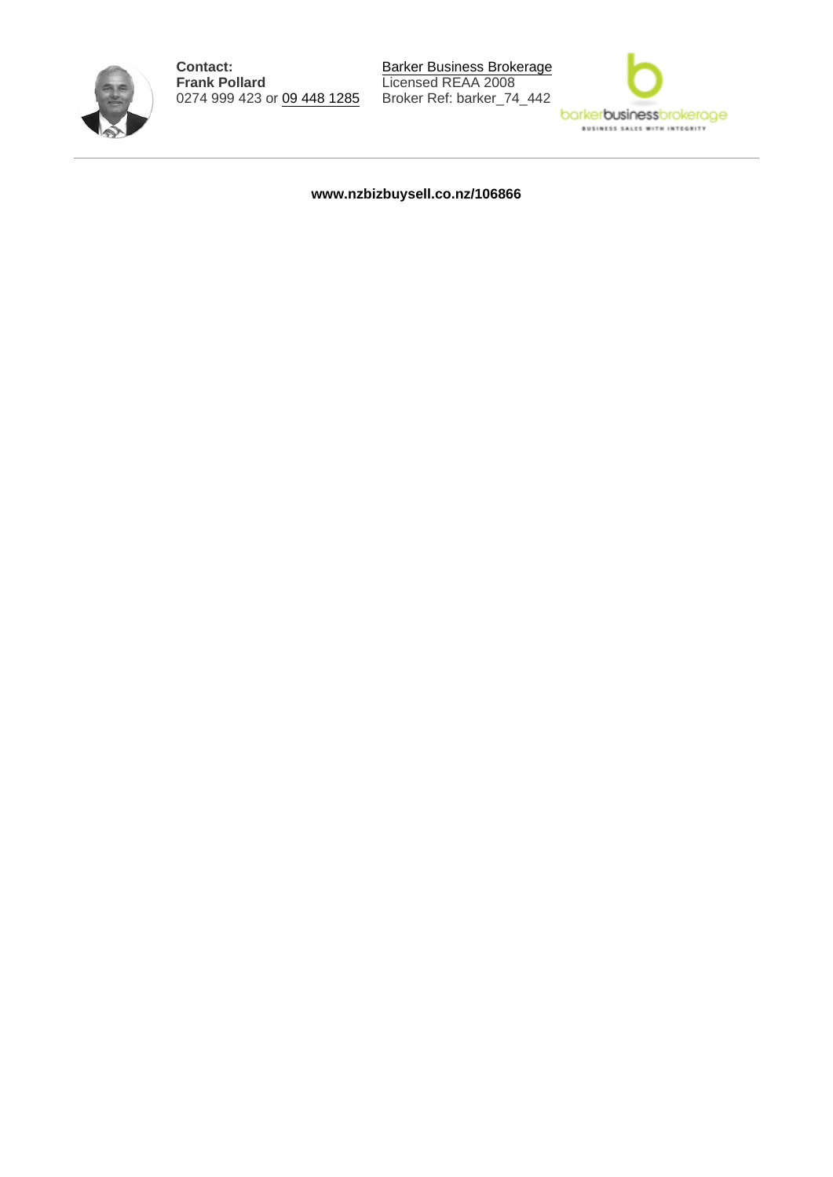**Contact:**
**Frank Pollard**
0274 999 423 or 09 448 1285

Barker Business Brokerage
Licensed REAA 2008
Broker Ref: barker_74_442

---

**www.nzbizbuysell.co.nz/106866**